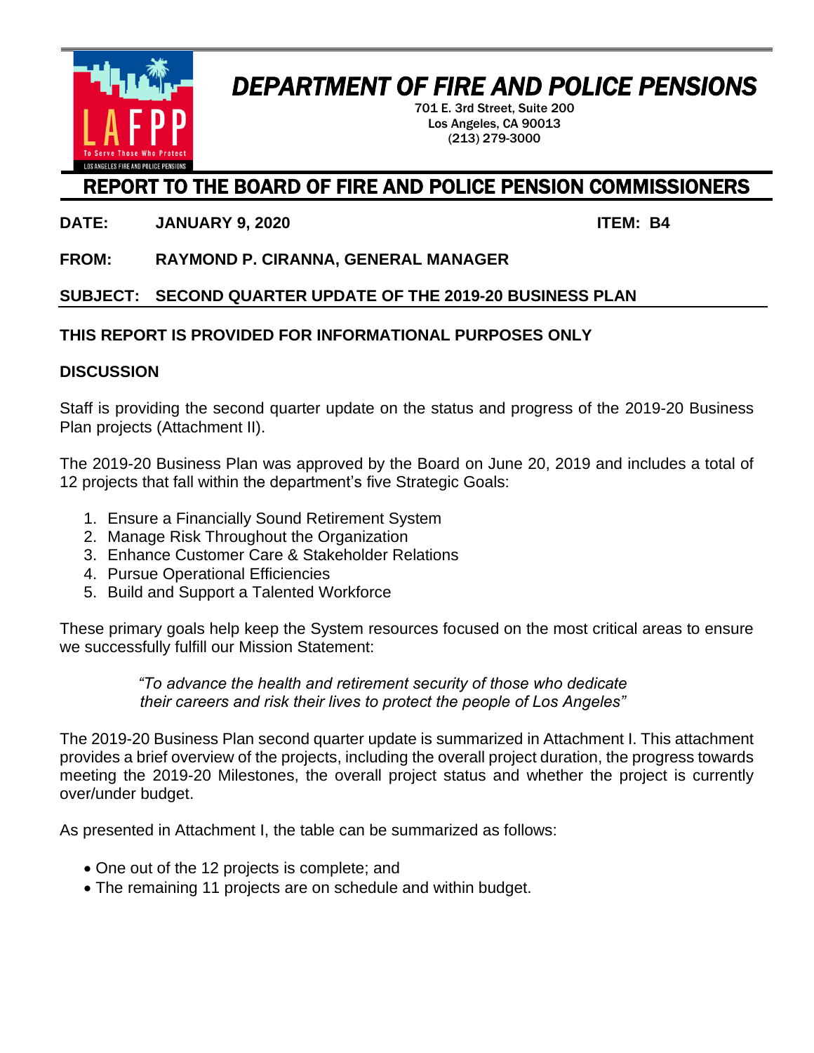# DEPARTMENT OF FIRE AND POLICE PENSIONS

701 E. 3rd Street, Suite 200
Los Angeles, CA 90013
(213) 279-3000

## REPORT TO THE BOARD OF FIRE AND POLICE PENSION COMMISSIONERS

**DATE:** **JANUARY 9, 2020** **ITEM: B4**

**FROM:** **RAYMOND P. CIRANNA, GENERAL MANAGER**

**SUBJECT:** **SECOND QUARTER UPDATE OF THE 2019-20 BUSINESS PLAN**

**THIS REPORT IS PROVIDED FOR INFORMATIONAL PURPOSES ONLY**

**DISCUSSION**

Staff is providing the second quarter update on the status and progress of the 2019-20 Business Plan projects (Attachment II).

The 2019-20 Business Plan was approved by the Board on June 20, 2019 and includes a total of 12 projects that fall within the department's five Strategic Goals:

1. Ensure a Financially Sound Retirement System
2. Manage Risk Throughout the Organization
3. Enhance Customer Care & Stakeholder Relations
4. Pursue Operational Efficiencies
5. Build and Support a Talented Workforce

These primary goals help keep the System resources focused on the most critical areas to ensure we successfully fulfill our Mission Statement:

> *"To advance the health and retirement security of those who dedicate their careers and risk their lives to protect the people of Los Angeles"*

The 2019-20 Business Plan second quarter update is summarized in Attachment I. This attachment provides a brief overview of the projects, including the overall project duration, the progress towards meeting the 2019-20 Milestones, the overall project status and whether the project is currently over/under budget.

As presented in Attachment I, the table can be summarized as follows:

- One out of the 12 projects is complete; and
- The remaining 11 projects are on schedule and within budget.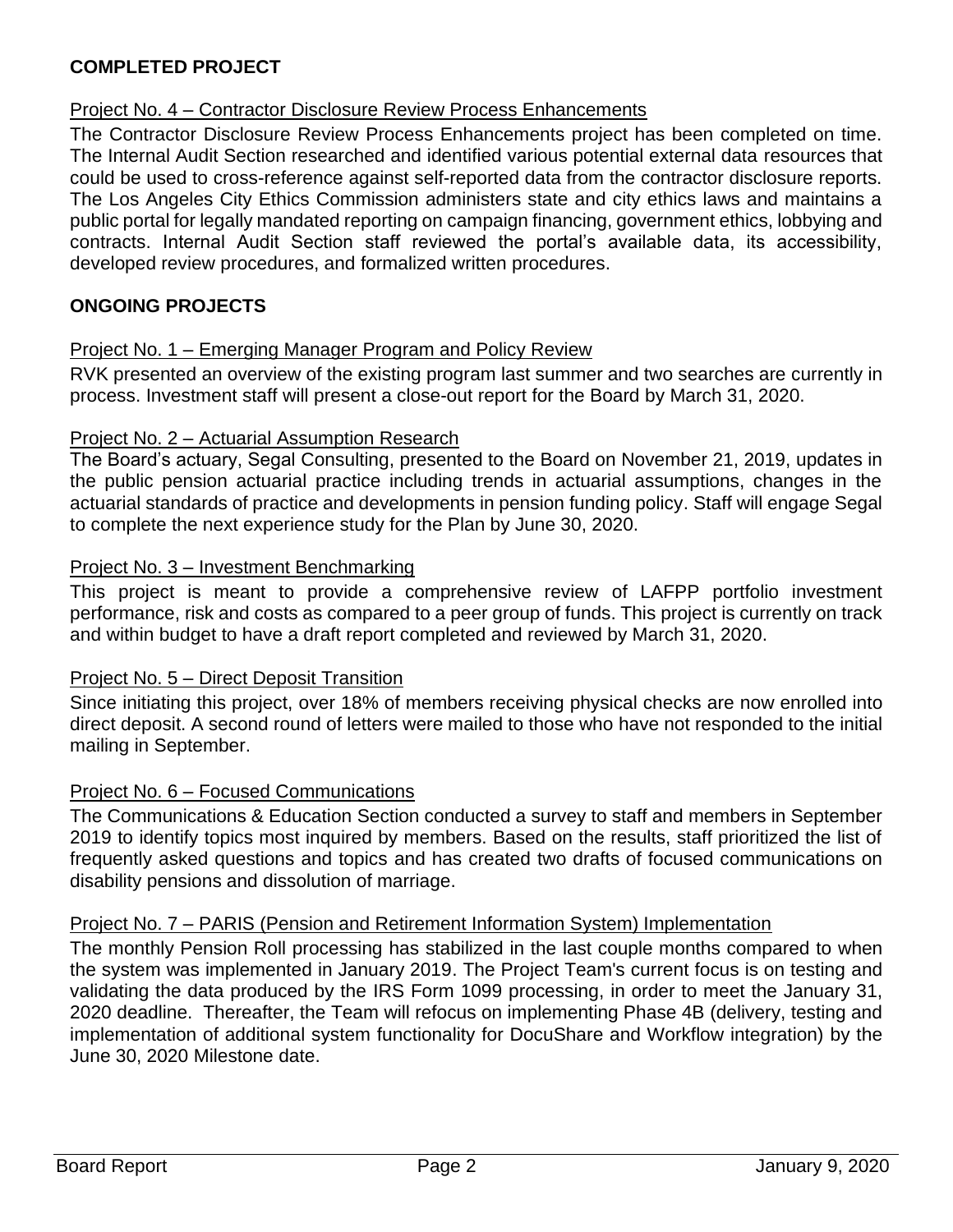## COMPLETED PROJECT

Project No. 4 – Contractor Disclosure Review Process Enhancements

The Contractor Disclosure Review Process Enhancements project has been completed on time. The Internal Audit Section researched and identified various potential external data resources that could be used to cross-reference against self-reported data from the contractor disclosure reports. The Los Angeles City Ethics Commission administers state and city ethics laws and maintains a public portal for legally mandated reporting on campaign financing, government ethics, lobbying and contracts. Internal Audit Section staff reviewed the portal's available data, its accessibility, developed review procedures, and formalized written procedures.

## ONGOING PROJECTS

Project No. 1 – Emerging Manager Program and Policy Review

RVK presented an overview of the existing program last summer and two searches are currently in process. Investment staff will present a close-out report for the Board by March 31, 2020.

Project No. 2 – Actuarial Assumption Research

The Board's actuary, Segal Consulting, presented to the Board on November 21, 2019, updates in the public pension actuarial practice including trends in actuarial assumptions, changes in the actuarial standards of practice and developments in pension funding policy. Staff will engage Segal to complete the next experience study for the Plan by June 30, 2020.

Project No. 3 – Investment Benchmarking

This project is meant to provide a comprehensive review of LAFPP portfolio investment performance, risk and costs as compared to a peer group of funds. This project is currently on track and within budget to have a draft report completed and reviewed by March 31, 2020.

Project No. 5 – Direct Deposit Transition

Since initiating this project, over 18% of members receiving physical checks are now enrolled into direct deposit. A second round of letters were mailed to those who have not responded to the initial mailing in September.

Project No. 6 – Focused Communications

The Communications & Education Section conducted a survey to staff and members in September 2019 to identify topics most inquired by members. Based on the results, staff prioritized the list of frequently asked questions and topics and has created two drafts of focused communications on disability pensions and dissolution of marriage.

Project No. 7 – PARIS (Pension and Retirement Information System) Implementation

The monthly Pension Roll processing has stabilized in the last couple months compared to when the system was implemented in January 2019. The Project Team's current focus is on testing and validating the data produced by the IRS Form 1099 processing, in order to meet the January 31, 2020 deadline. Thereafter, the Team will refocus on implementing Phase 4B (delivery, testing and implementation of additional system functionality for DocuShare and Workflow integration) by the June 30, 2020 Milestone date.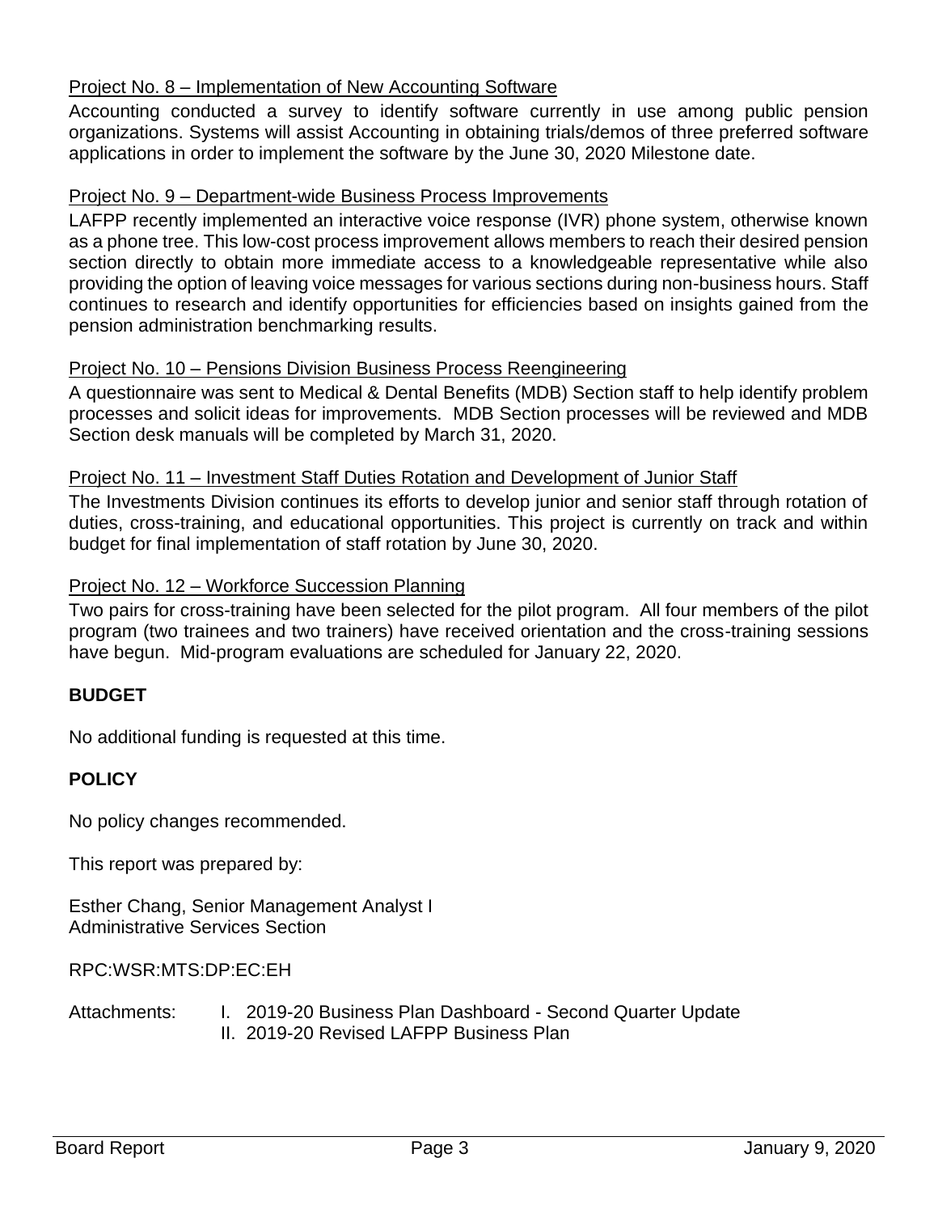Project No. 8 – Implementation of New Accounting Software

Accounting conducted a survey to identify software currently in use among public pension organizations. Systems will assist Accounting in obtaining trials/demos of three preferred software applications in order to implement the software by the June 30, 2020 Milestone date.

Project No. 9 – Department-wide Business Process Improvements

LAFPP recently implemented an interactive voice response (IVR) phone system, otherwise known as a phone tree. This low-cost process improvement allows members to reach their desired pension section directly to obtain more immediate access to a knowledgeable representative while also providing the option of leaving voice messages for various sections during non-business hours. Staff continues to research and identify opportunities for efficiencies based on insights gained from the pension administration benchmarking results.

Project No. 10 – Pensions Division Business Process Reengineering

A questionnaire was sent to Medical & Dental Benefits (MDB) Section staff to help identify problem processes and solicit ideas for improvements. MDB Section processes will be reviewed and MDB Section desk manuals will be completed by March 31, 2020.

Project No. 11 – Investment Staff Duties Rotation and Development of Junior Staff

The Investments Division continues its efforts to develop junior and senior staff through rotation of duties, cross-training, and educational opportunities. This project is currently on track and within budget for final implementation of staff rotation by June 30, 2020.

Project No. 12 – Workforce Succession Planning

Two pairs for cross-training have been selected for the pilot program. All four members of the pilot program (two trainees and two trainers) have received orientation and the cross-training sessions have begun. Mid-program evaluations are scheduled for January 22, 2020.

**BUDGET**

No additional funding is requested at this time.

**POLICY**

No policy changes recommended.

This report was prepared by:

Esther Chang, Senior Management Analyst I
Administrative Services Section

RPC:WSR:MTS:DP:EC:EH

Attachments: I. 2019-20 Business Plan Dashboard - Second Quarter Update
II. 2019-20 Revised LAFPP Business Plan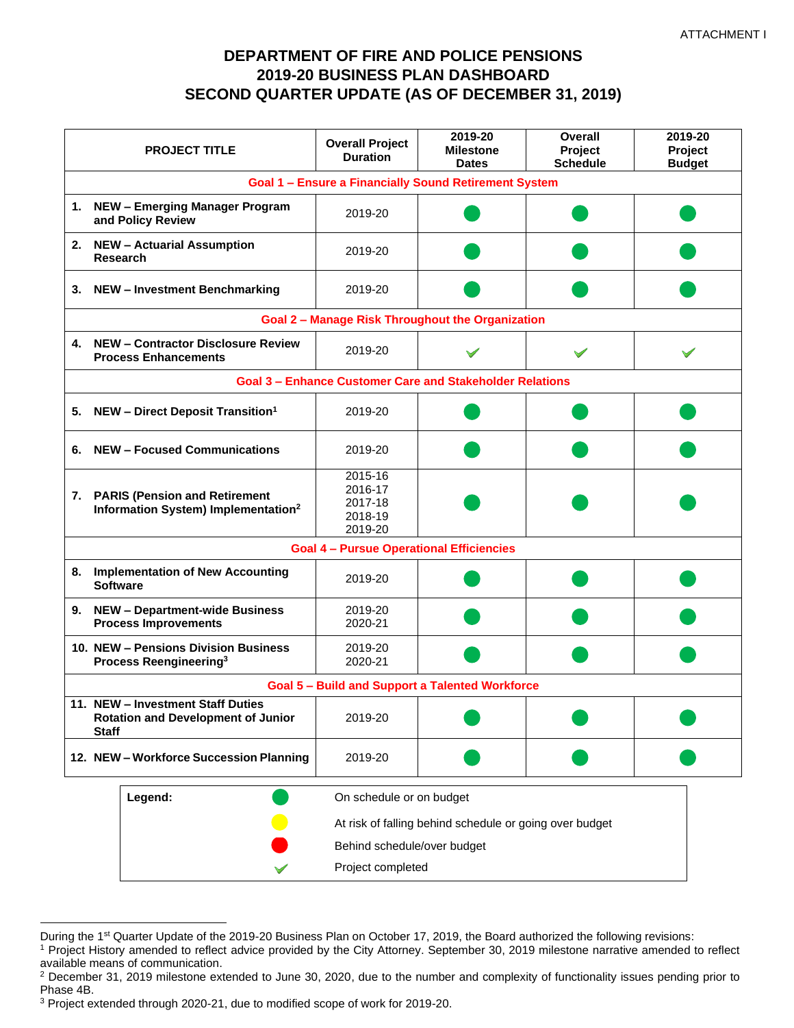ATTACHMENT I

# DEPARTMENT OF FIRE AND POLICE PENSIONS
# 2019-20 BUSINESS PLAN DASHBOARD
# SECOND QUARTER UPDATE (AS OF DECEMBER 31, 2019)

| PROJECT TITLE | Overall Project Duration | 2019-20 Milestone Dates | Overall Project Schedule | 2019-20 Project Budget |
|---|---|---|---|---|
| **Goal 1 – Ensure a Financially Sound Retirement System** | | | | |
| 1. NEW – Emerging Manager Program and Policy Review | 2019-20 | ● (green) | ● (green) | ● (green) |
| 2. NEW – Actuarial Assumption Research | 2019-20 | ● (green) | ● (green) | ● (green) |
| 3. NEW – Investment Benchmarking | 2019-20 | ● (green) | ● (green) | ● (green) |
| **Goal 2 – Manage Risk Throughout the Organization** | | | | |
| 4. NEW – Contractor Disclosure Review Process Enhancements | 2019-20 | ✓ | ✓ | ✓ |
| **Goal 3 – Enhance Customer Care and Stakeholder Relations** | | | | |
| 5. NEW – Direct Deposit Transition[1] | 2019-20 | ● (green) | ● (green) | ● (green) |
| 6. NEW – Focused Communications | 2019-20 | ● (green) | ● (green) | ● (green) |
| 7. PARIS (Pension and Retirement Information System) Implementation[2] | 2015-16<br>2016-17<br>2017-18<br>2018-19<br>2019-20 | ● (green) | ● (green) | ● (green) |
| **Goal 4 – Pursue Operational Efficiencies** | | | | |
| 8. Implementation of New Accounting Software | 2019-20 | ● (green) | ● (green) | ● (green) |
| 9. NEW – Department-wide Business Process Improvements | 2019-20<br>2020-21 | ● (green) | ● (green) | ● (green) |
| 10. NEW – Pensions Division Business Process Reengineering[3] | 2019-20<br>2020-21 | ● (green) | ● (green) | ● (green) |
| **Goal 5 – Build and Support a Talented Workforce** | | | | |
| 11. NEW – Investment Staff Duties Rotation and Development of Junior Staff | 2019-20 | ● (green) | ● (green) | ● (green) |
| 12. NEW – Workforce Succession Planning | 2019-20 | ● (green) | ● (green) | ● (green) |

| Legend: | | |
|---|---|---|
| | ● (green) | On schedule or on budget |
| | ● (yellow) | At risk of falling behind schedule or going over budget |
| | ● (red) | Behind schedule/over budget |
| | ✓ | Project completed |

During the 1st Quarter Update of the 2019-20 Business Plan on October 17, 2019, the Board authorized the following revisions:

[1] Project History amended to reflect advice provided by the City Attorney. September 30, 2019 milestone narrative amended to reflect available means of communication.

[2] December 31, 2019 milestone extended to June 30, 2020, due to the number and complexity of functionality issues pending prior to Phase 4B.

[3] Project extended through 2020-21, due to modified scope of work for 2019-20.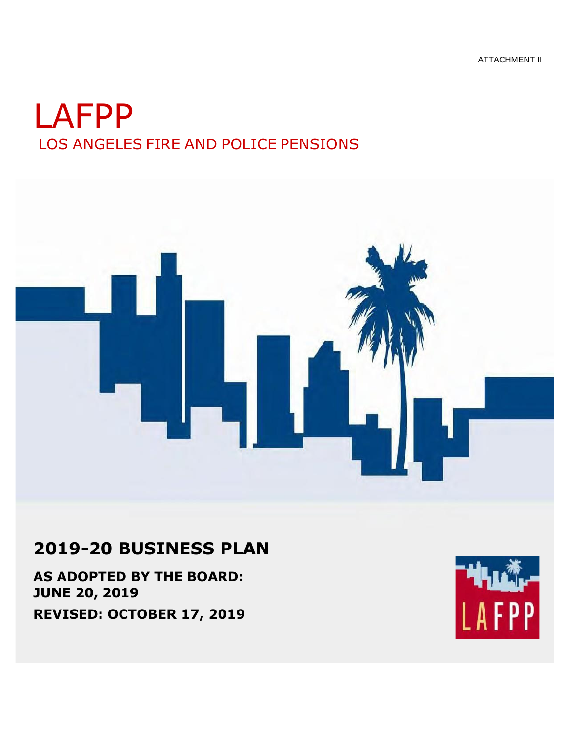ATTACHMENT II

# LAFPP

## LOS ANGELES FIRE AND POLICE PENSIONS

## 2019-20 BUSINESS PLAN

**AS ADOPTED BY THE BOARD: JUNE 20, 2019**

**REVISED: OCTOBER 17, 2019**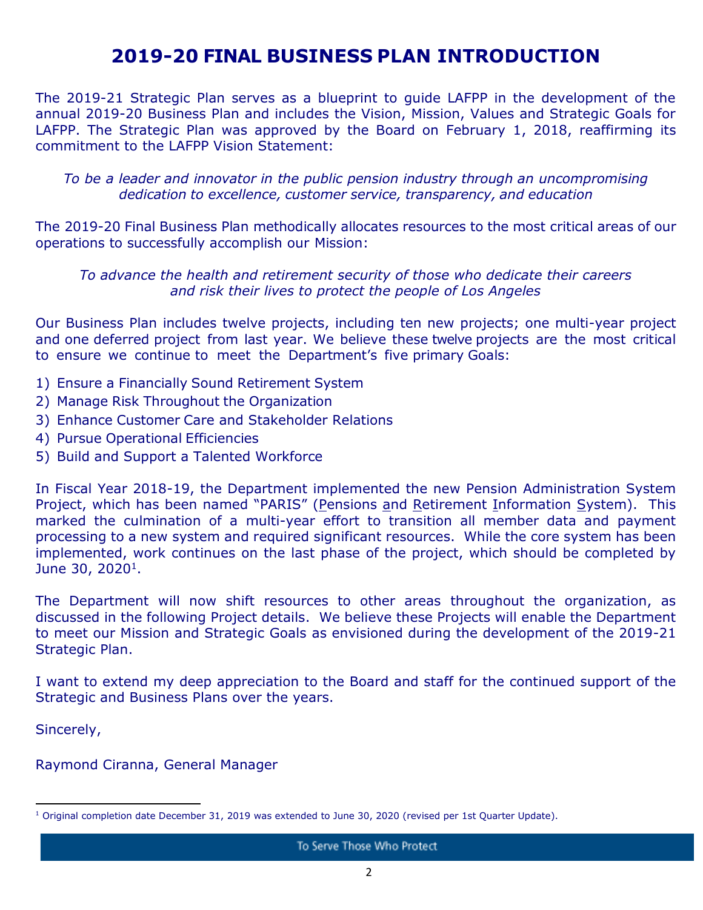# 2019-20 FINAL BUSINESS PLAN INTRODUCTION

The 2019-21 Strategic Plan serves as a blueprint to guide LAFPP in the development of the annual 2019-20 Business Plan and includes the Vision, Mission, Values and Strategic Goals for LAFPP. The Strategic Plan was approved by the Board on February 1, 2018, reaffirming its commitment to the LAFPP Vision Statement:

*To be a leader and innovator in the public pension industry through an uncompromising dedication to excellence, customer service, transparency, and education*

The 2019-20 Final Business Plan methodically allocates resources to the most critical areas of our operations to successfully accomplish our Mission:

*To advance the health and retirement security of those who dedicate their careers and risk their lives to protect the people of Los Angeles*

Our Business Plan includes twelve projects, including ten new projects; one multi-year project and one deferred project from last year. We believe these twelve projects are the most critical to ensure we continue to meet the Department's five primary Goals:

1) Ensure a Financially Sound Retirement System
2) Manage Risk Throughout the Organization
3) Enhance Customer Care and Stakeholder Relations
4) Pursue Operational Efficiencies
5) Build and Support a Talented Workforce

In Fiscal Year 2018-19, the Department implemented the new Pension Administration System Project, which has been named "PARIS" (Pensions and Retirement Information System). This marked the culmination of a multi-year effort to transition all member data and payment processing to a new system and required significant resources. While the core system has been implemented, work continues on the last phase of the project, which should be completed by June 30, 2020[1].

The Department will now shift resources to other areas throughout the organization, as discussed in the following Project details. We believe these Projects will enable the Department to meet our Mission and Strategic Goals as envisioned during the development of the 2019-21 Strategic Plan.

I want to extend my deep appreciation to the Board and staff for the continued support of the Strategic and Business Plans over the years.

Sincerely,

Raymond Ciranna, General Manager

[1] Original completion date December 31, 2019 was extended to June 30, 2020 (revised per 1st Quarter Update).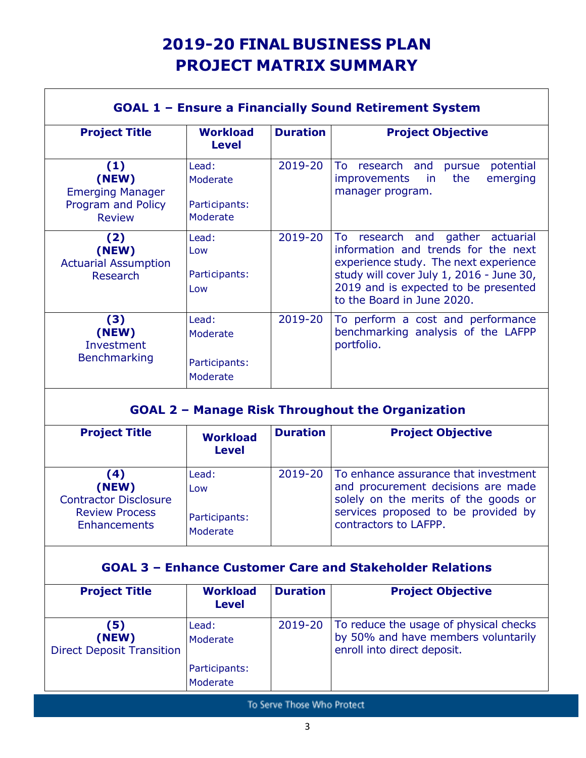# 2019-20 FINAL BUSINESS PLAN
# PROJECT MATRIX SUMMARY

## GOAL 1 – Ensure a Financially Sound Retirement System

| Project Title | Workload Level | Duration | Project Objective |
|---|---|---|---|
| **(1) (NEW)** Emerging Manager Program and Policy Review | Lead: Moderate<br>Participants: Moderate | 2019-20 | To research and pursue potential improvements in the emerging manager program. |
| **(2) (NEW)** Actuarial Assumption Research | Lead: Low<br>Participants: Low | 2019-20 | To research and gather actuarial information and trends for the next experience study. The next experience study will cover July 1, 2016 - June 30, 2019 and is expected to be presented to the Board in June 2020. |
| **(3) (NEW)** Investment Benchmarking | Lead: Moderate<br>Participants: Moderate | 2019-20 | To perform a cost and performance benchmarking analysis of the LAFPP portfolio. |

## GOAL 2 – Manage Risk Throughout the Organization

| Project Title | Workload Level | Duration | Project Objective |
|---|---|---|---|
| **(4) (NEW)** Contractor Disclosure Review Process Enhancements | Lead: Low<br>Participants: Moderate | 2019-20 | To enhance assurance that investment and procurement decisions are made solely on the merits of the goods or services proposed to be provided by contractors to LAFPP. |

## GOAL 3 – Enhance Customer Care and Stakeholder Relations

| Project Title | Workload Level | Duration | Project Objective |
|---|---|---|---|
| **(5) (NEW)** Direct Deposit Transition | Lead: Moderate<br>Participants: Moderate | 2019-20 | To reduce the usage of physical checks by 50% and have members voluntarily enroll into direct deposit. |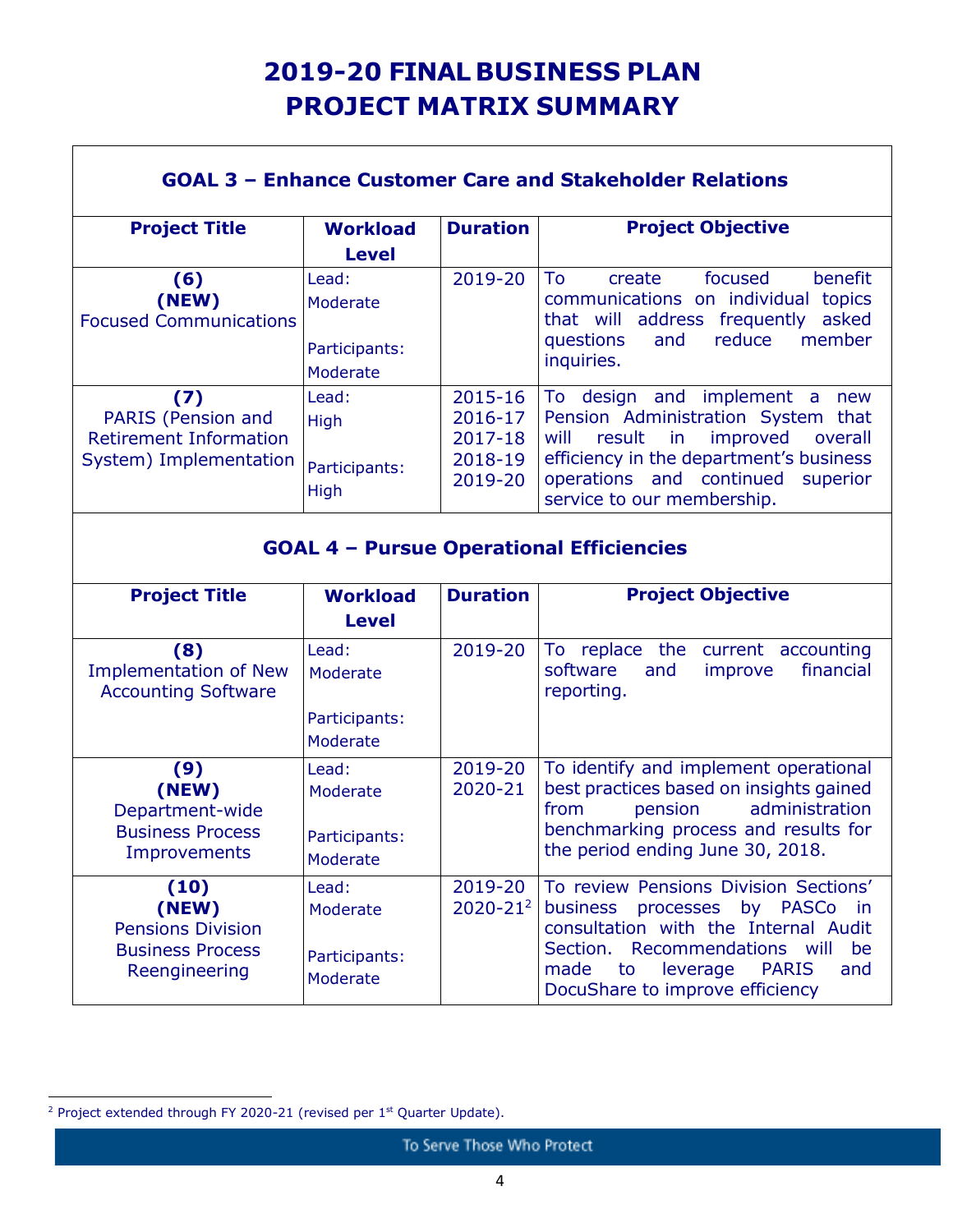# 2019-20 FINAL BUSINESS PLAN
# PROJECT MATRIX SUMMARY

## GOAL 3 – Enhance Customer Care and Stakeholder Relations

| Project Title | Workload Level | Duration | Project Objective |
|---|---|---|---|
| **(6)** **(NEW)** Focused Communications | Lead: Moderate<br><br>Participants: Moderate | 2019-20 | To create focused benefit communications on individual topics that will address frequently asked questions and reduce member inquiries. |
| **(7)** PARIS (Pension and Retirement Information System) Implementation | Lead: High<br><br>Participants: High | 2015-16<br>2016-17<br>2017-18<br>2018-19<br>2019-20 | To design and implement a new Pension Administration System that will result in improved overall efficiency in the department's business operations and continued superior service to our membership. |

## GOAL 4 – Pursue Operational Efficiencies

| Project Title | Workload Level | Duration | Project Objective |
|---|---|---|---|
| **(8)** Implementation of New Accounting Software | Lead: Moderate<br><br>Participants: Moderate | 2019-20 | To replace the current accounting software and improve financial reporting. |
| **(9)** **(NEW)** Department-wide Business Process Improvements | Lead: Moderate<br><br>Participants: Moderate | 2019-20<br>2020-21 | To identify and implement operational best practices based on insights gained from pension administration benchmarking process and results for the period ending June 30, 2018. |
| **(10)** **(NEW)** Pensions Division Business Process Reengineering | Lead: Moderate<br><br>Participants: Moderate | 2019-20<br>2020-21[2] | To review Pensions Division Sections' business processes by PASCo in consultation with the Internal Audit Section. Recommendations will be made to leverage PARIS and DocuShare to improve efficiency |

[2] Project extended through FY 2020-21 (revised per 1st Quarter Update).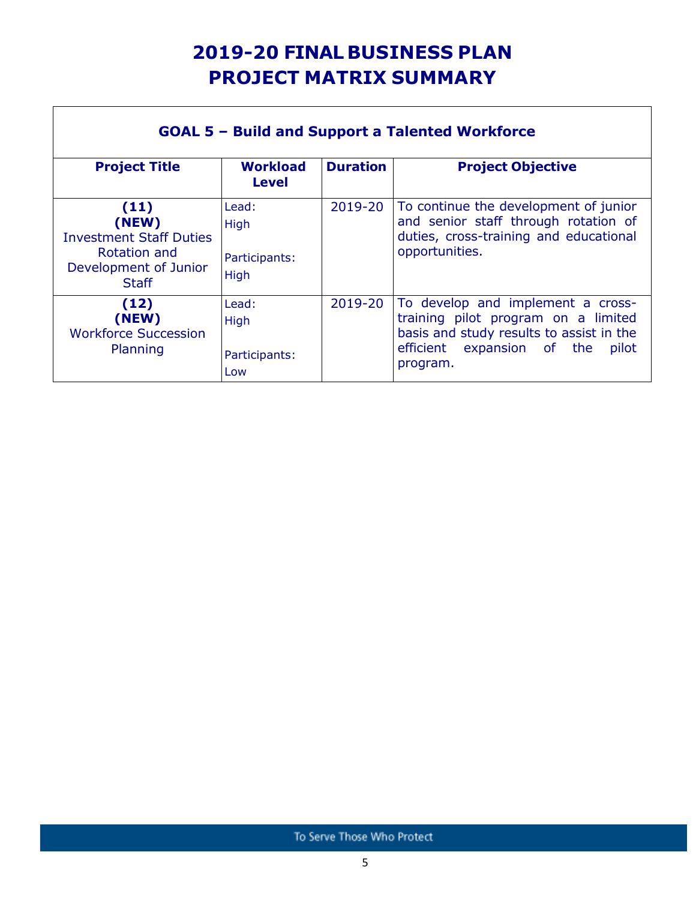# 2019-20 FINAL BUSINESS PLAN
# PROJECT MATRIX SUMMARY

| GOAL 5 – Build and Support a Talented Workforce | | | |
|---|---|---|---|
| **Project Title** | **Workload Level** | **Duration** | **Project Objective** |
| **(11)** **(NEW)** Investment Staff Duties Rotation and Development of Junior Staff | Lead: High<br><br>Participants: High | 2019-20 | To continue the development of junior and senior staff through rotation of duties, cross-training and educational opportunities. |
| **(12)** **(NEW)** Workforce Succession Planning | Lead: High<br><br>Participants: Low | 2019-20 | To develop and implement a cross-training pilot program on a limited basis and study results to assist in the efficient expansion of the pilot program. |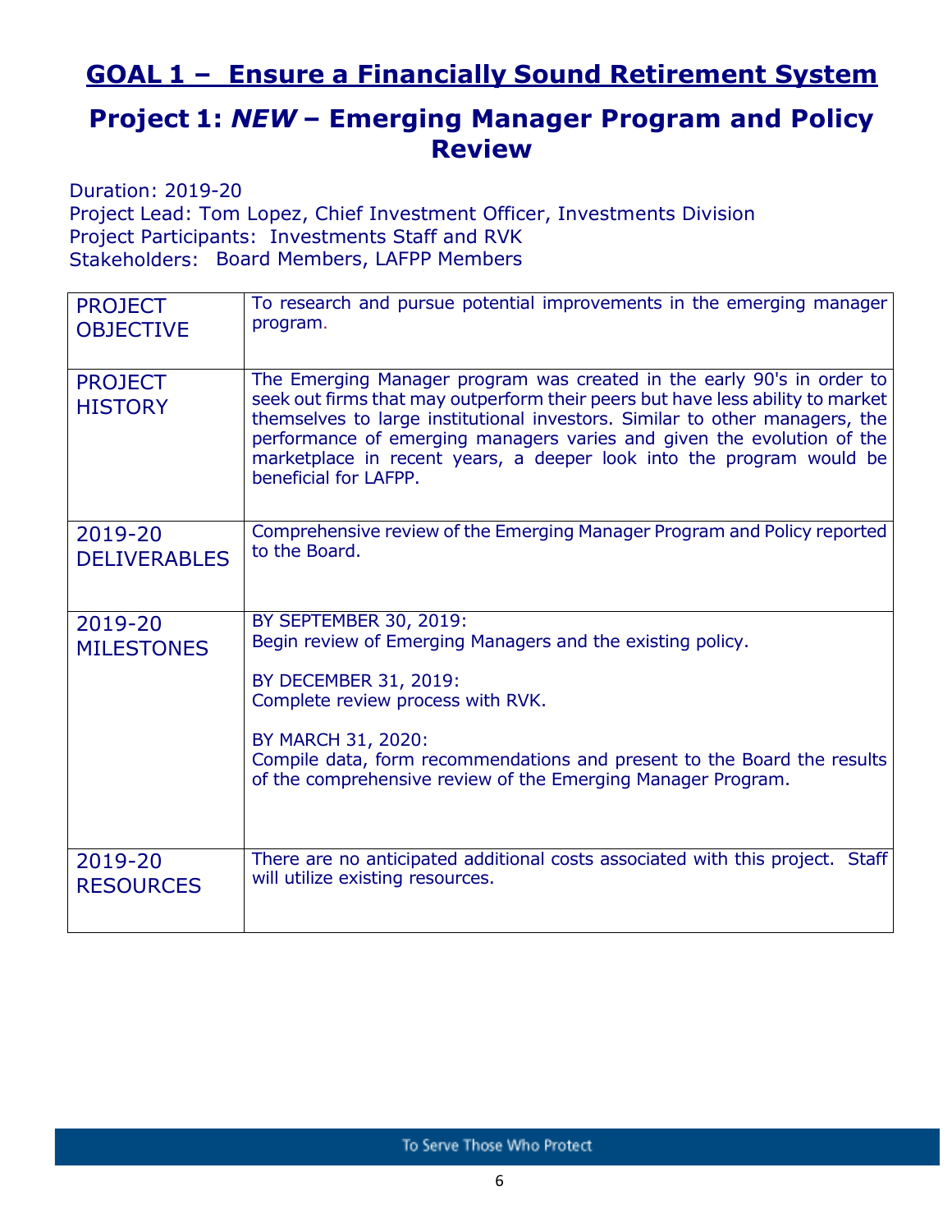# GOAL 1 – Ensure a Financially Sound Retirement System

## Project 1: *NEW* – Emerging Manager Program and Policy Review

Duration: 2019-20
Project Lead: Tom Lopez, Chief Investment Officer, Investments Division
Project Participants: Investments Staff and RVK
Stakeholders: Board Members, LAFPP Members

| | |
|---|---|
| PROJECT OBJECTIVE | To research and pursue potential improvements in the emerging manager program. |
| PROJECT HISTORY | The Emerging Manager program was created in the early 90's in order to seek out firms that may outperform their peers but have less ability to market themselves to large institutional investors. Similar to other managers, the performance of emerging managers varies and given the evolution of the marketplace in recent years, a deeper look into the program would be beneficial for LAFPP. |
| 2019-20 DELIVERABLES | Comprehensive review of the Emerging Manager Program and Policy reported to the Board. |
| 2019-20 MILESTONES | BY SEPTEMBER 30, 2019:<br>Begin review of Emerging Managers and the existing policy.<br><br>BY DECEMBER 31, 2019:<br>Complete review process with RVK.<br><br>BY MARCH 31, 2020:<br>Compile data, form recommendations and present to the Board the results of the comprehensive review of the Emerging Manager Program. |
| 2019-20 RESOURCES | There are no anticipated additional costs associated with this project. Staff will utilize existing resources. |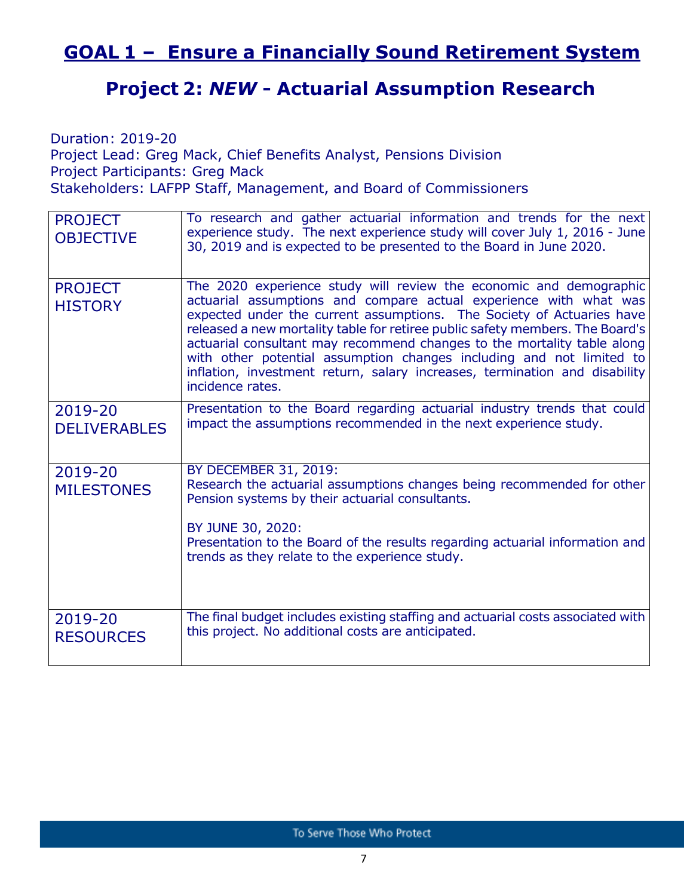# GOAL 1 – Ensure a Financially Sound Retirement System

## Project 2: *NEW* - Actuarial Assumption Research

Duration: 2019-20
Project Lead: Greg Mack, Chief Benefits Analyst, Pensions Division
Project Participants: Greg Mack
Stakeholders: LAFPP Staff, Management, and Board of Commissioners

| | |
|---|---|
| PROJECT OBJECTIVE | To research and gather actuarial information and trends for the next experience study. The next experience study will cover July 1, 2016 - June 30, 2019 and is expected to be presented to the Board in June 2020. |
| PROJECT HISTORY | The 2020 experience study will review the economic and demographic actuarial assumptions and compare actual experience with what was expected under the current assumptions. The Society of Actuaries have released a new mortality table for retiree public safety members. The Board's actuarial consultant may recommend changes to the mortality table along with other potential assumption changes including and not limited to inflation, investment return, salary increases, termination and disability incidence rates. |
| 2019-20 DELIVERABLES | Presentation to the Board regarding actuarial industry trends that could impact the assumptions recommended in the next experience study. |
| 2019-20 MILESTONES | BY DECEMBER 31, 2019:<br>Research the actuarial assumptions changes being recommended for other Pension systems by their actuarial consultants.<br><br>BY JUNE 30, 2020:<br>Presentation to the Board of the results regarding actuarial information and trends as they relate to the experience study. |
| 2019-20 RESOURCES | The final budget includes existing staffing and actuarial costs associated with this project. No additional costs are anticipated. |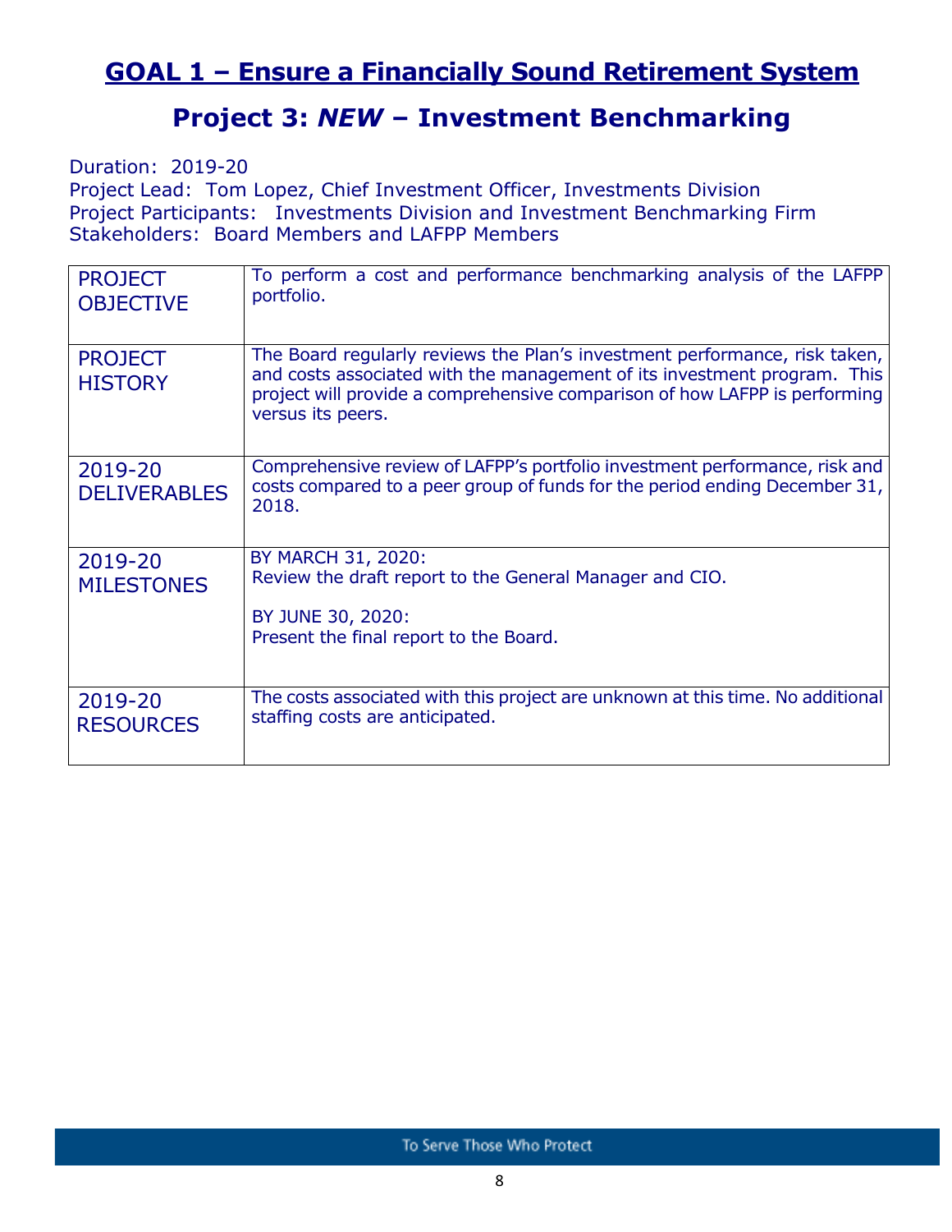# GOAL 1 – Ensure a Financially Sound Retirement System

## Project 3: *NEW* – Investment Benchmarking

Duration: 2019-20
Project Lead: Tom Lopez, Chief Investment Officer, Investments Division
Project Participants: Investments Division and Investment Benchmarking Firm
Stakeholders: Board Members and LAFPP Members

| | |
|---|---|
| PROJECT OBJECTIVE | To perform a cost and performance benchmarking analysis of the LAFPP portfolio. |
| PROJECT HISTORY | The Board regularly reviews the Plan's investment performance, risk taken, and costs associated with the management of its investment program. This project will provide a comprehensive comparison of how LAFPP is performing versus its peers. |
| 2019-20 DELIVERABLES | Comprehensive review of LAFPP's portfolio investment performance, risk and costs compared to a peer group of funds for the period ending December 31, 2018. |
| 2019-20 MILESTONES | BY MARCH 31, 2020:<br>Review the draft report to the General Manager and CIO.<br><br>BY JUNE 30, 2020:<br>Present the final report to the Board. |
| 2019-20 RESOURCES | The costs associated with this project are unknown at this time. No additional staffing costs are anticipated. |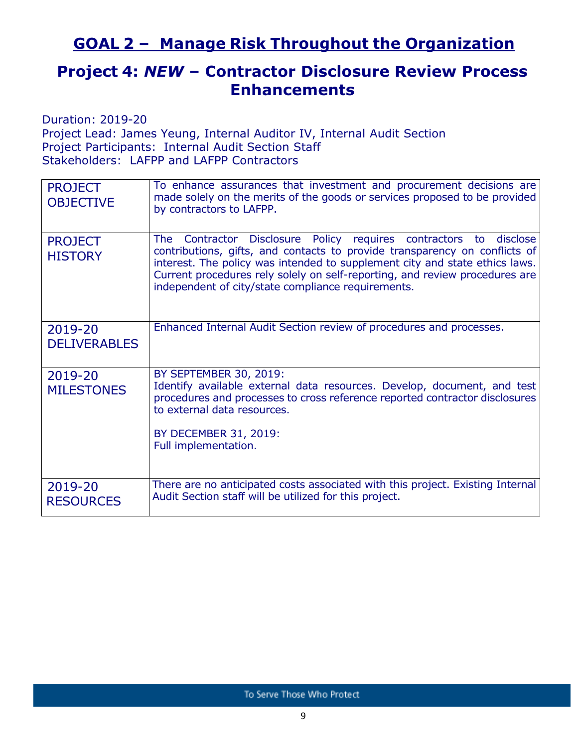# GOAL 2 – Manage Risk Throughout the Organization

## Project 4: *NEW* – Contractor Disclosure Review Process Enhancements

Duration: 2019-20
Project Lead: James Yeung, Internal Auditor IV, Internal Audit Section
Project Participants: Internal Audit Section Staff
Stakeholders: LAFPP and LAFPP Contractors

| | |
|---|---|
| PROJECT OBJECTIVE | To enhance assurances that investment and procurement decisions are made solely on the merits of the goods or services proposed to be provided by contractors to LAFPP. |
| PROJECT HISTORY | The Contractor Disclosure Policy requires contractors to disclose contributions, gifts, and contacts to provide transparency on conflicts of interest. The policy was intended to supplement city and state ethics laws. Current procedures rely solely on self-reporting, and review procedures are independent of city/state compliance requirements. |
| 2019-20 DELIVERABLES | Enhanced Internal Audit Section review of procedures and processes. |
| 2019-20 MILESTONES | BY SEPTEMBER 30, 2019:<br>Identify available external data resources. Develop, document, and test procedures and processes to cross reference reported contractor disclosures to external data resources.<br><br>BY DECEMBER 31, 2019:<br>Full implementation. |
| 2019-20 RESOURCES | There are no anticipated costs associated with this project. Existing Internal Audit Section staff will be utilized for this project. |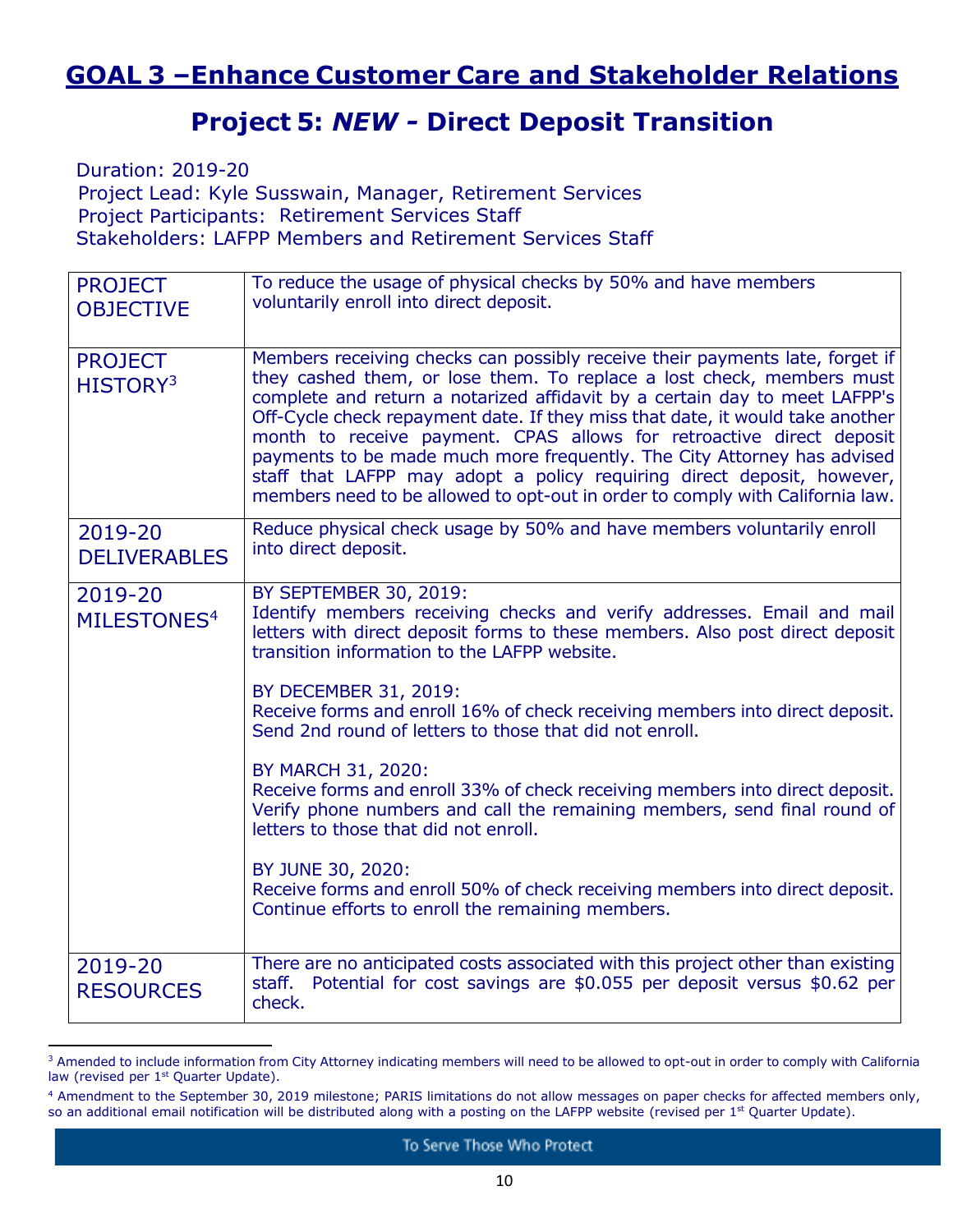# GOAL 3 –Enhance Customer Care and Stakeholder Relations

## Project 5: *NEW* - Direct Deposit Transition

Duration: 2019-20
Project Lead: Kyle Susswain, Manager, Retirement Services
Project Participants: Retirement Services Staff
Stakeholders: LAFPP Members and Retirement Services Staff

| | |
|---|---|
| PROJECT OBJECTIVE | To reduce the usage of physical checks by 50% and have members voluntarily enroll into direct deposit. |
| PROJECT HISTORY[3] | Members receiving checks can possibly receive their payments late, forget if they cashed them, or lose them. To replace a lost check, members must complete and return a notarized affidavit by a certain day to meet LAFPP's Off-Cycle check repayment date. If they miss that date, it would take another month to receive payment. CPAS allows for retroactive direct deposit payments to be made much more frequently. The City Attorney has advised staff that LAFPP may adopt a policy requiring direct deposit, however, members need to be allowed to opt-out in order to comply with California law. |
| 2019-20 DELIVERABLES | Reduce physical check usage by 50% and have members voluntarily enroll into direct deposit. |
| 2019-20 MILESTONES[4] | BY SEPTEMBER 30, 2019:<br>Identify members receiving checks and verify addresses. Email and mail letters with direct deposit forms to these members. Also post direct deposit transition information to the LAFPP website.<br><br>BY DECEMBER 31, 2019:<br>Receive forms and enroll 16% of check receiving members into direct deposit. Send 2nd round of letters to those that did not enroll.<br><br>BY MARCH 31, 2020:<br>Receive forms and enroll 33% of check receiving members into direct deposit. Verify phone numbers and call the remaining members, send final round of letters to those that did not enroll.<br><br>BY JUNE 30, 2020:<br>Receive forms and enroll 50% of check receiving members into direct deposit. Continue efforts to enroll the remaining members. |
| 2019-20 RESOURCES | There are no anticipated costs associated with this project other than existing staff. Potential for cost savings are $0.055 per deposit versus $0.62 per check. |

---

[3] Amended to include information from City Attorney indicating members will need to be allowed to opt-out in order to comply with California law (revised per 1st Quarter Update).

[4] Amendment to the September 30, 2019 milestone; PARIS limitations do not allow messages on paper checks for affected members only, so an additional email notification will be distributed along with a posting on the LAFPP website (revised per 1st Quarter Update).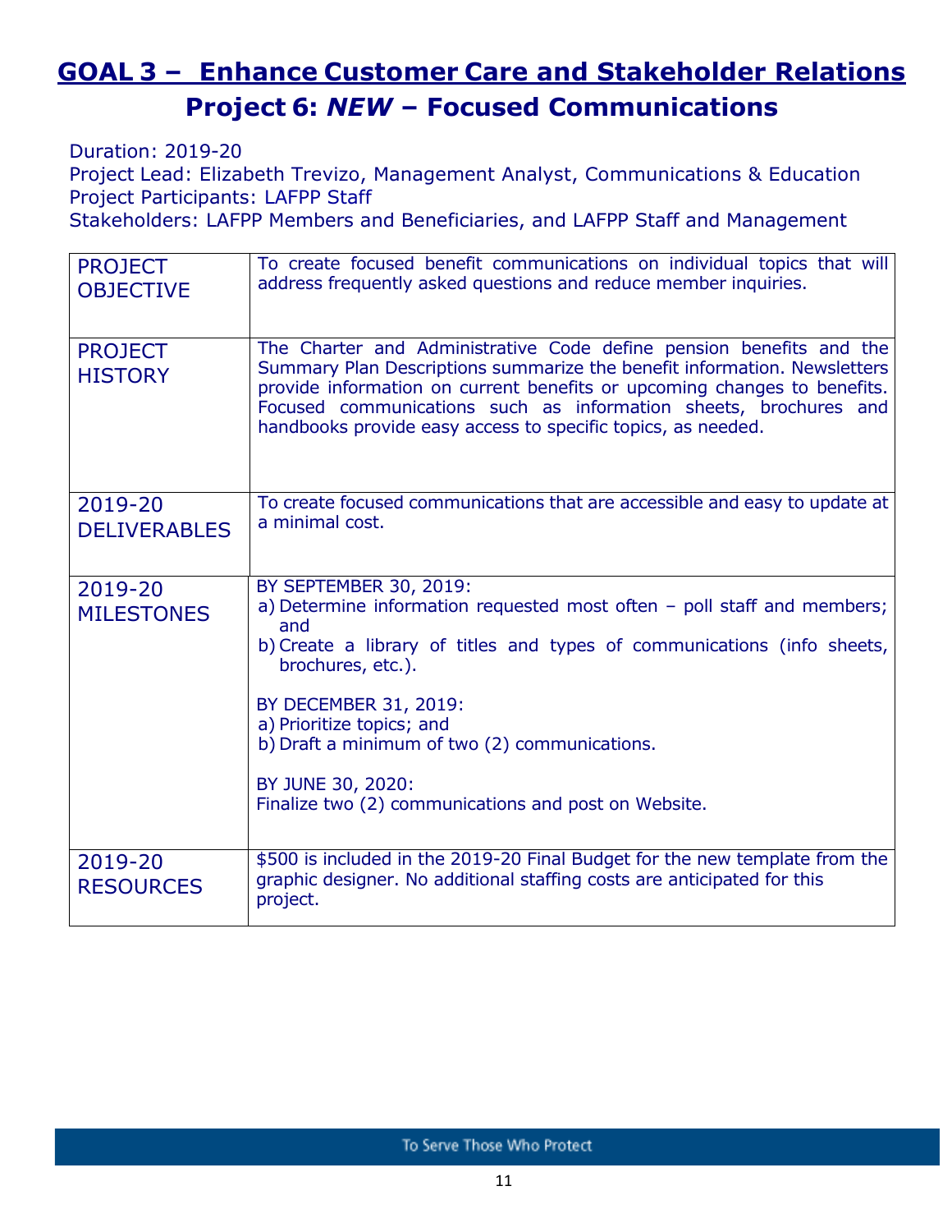# GOAL 3 – Enhance Customer Care and Stakeholder Relations

## Project 6: *NEW* – Focused Communications

Duration: 2019-20
Project Lead: Elizabeth Trevizo, Management Analyst, Communications & Education
Project Participants: LAFPP Staff
Stakeholders: LAFPP Members and Beneficiaries, and LAFPP Staff and Management

| | |
|---|---|
| PROJECT OBJECTIVE | To create focused benefit communications on individual topics that will address frequently asked questions and reduce member inquiries. |
| PROJECT HISTORY | The Charter and Administrative Code define pension benefits and the Summary Plan Descriptions summarize the benefit information. Newsletters provide information on current benefits or upcoming changes to benefits. Focused communications such as information sheets, brochures and handbooks provide easy access to specific topics, as needed. |
| 2019-20 DELIVERABLES | To create focused communications that are accessible and easy to update at a minimal cost. |
| 2019-20 MILESTONES | BY SEPTEMBER 30, 2019:<br>a) Determine information requested most often – poll staff and members; and<br>b) Create a library of titles and types of communications (info sheets, brochures, etc.).<br><br>BY DECEMBER 31, 2019:<br>a) Prioritize topics; and<br>b) Draft a minimum of two (2) communications.<br><br>BY JUNE 30, 2020:<br>Finalize two (2) communications and post on Website. |
| 2019-20 RESOURCES | $500 is included in the 2019-20 Final Budget for the new template from the graphic designer. No additional staffing costs are anticipated for this project. |

To Serve Those Who Protect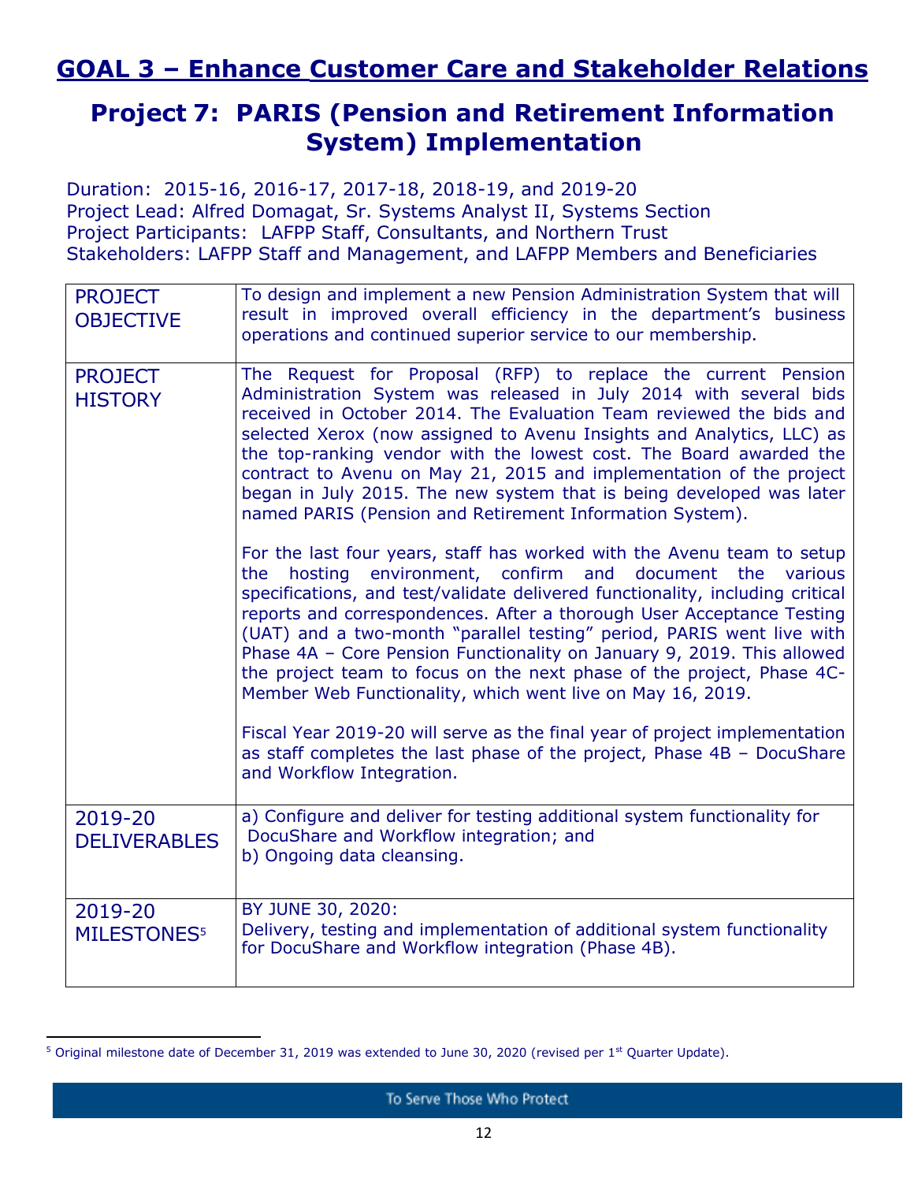# GOAL 3 – Enhance Customer Care and Stakeholder Relations

## Project 7: PARIS (Pension and Retirement Information System) Implementation

Duration: 2015-16, 2016-17, 2017-18, 2018-19, and 2019-20
Project Lead: Alfred Domagat, Sr. Systems Analyst II, Systems Section
Project Participants: LAFPP Staff, Consultants, and Northern Trust
Stakeholders: LAFPP Staff and Management, and LAFPP Members and Beneficiaries

| | |
|---|---|
| PROJECT OBJECTIVE | To design and implement a new Pension Administration System that will result in improved overall efficiency in the department's business operations and continued superior service to our membership. |
| PROJECT HISTORY | The Request for Proposal (RFP) to replace the current Pension Administration System was released in July 2014 with several bids received in October 2014. The Evaluation Team reviewed the bids and selected Xerox (now assigned to Avenu Insights and Analytics, LLC) as the top-ranking vendor with the lowest cost. The Board awarded the contract to Avenu on May 21, 2015 and implementation of the project began in July 2015. The new system that is being developed was later named PARIS (Pension and Retirement Information System).<br><br>For the last four years, staff has worked with the Avenu team to setup the hosting environment, confirm and document the various specifications, and test/validate delivered functionality, including critical reports and correspondences. After a thorough User Acceptance Testing (UAT) and a two-month "parallel testing" period, PARIS went live with Phase 4A – Core Pension Functionality on January 9, 2019. This allowed the project team to focus on the next phase of the project, Phase 4C-Member Web Functionality, which went live on May 16, 2019.<br><br>Fiscal Year 2019-20 will serve as the final year of project implementation as staff completes the last phase of the project, Phase 4B – DocuShare and Workflow Integration. |
| 2019-20 DELIVERABLES | a) Configure and deliver for testing additional system functionality for DocuShare and Workflow integration; and<br>b) Ongoing data cleansing. |
| 2019-20 MILESTONES[5] | BY JUNE 30, 2020:<br>Delivery, testing and implementation of additional system functionality for DocuShare and Workflow integration (Phase 4B). |

[5] Original milestone date of December 31, 2019 was extended to June 30, 2020 (revised per 1st Quarter Update).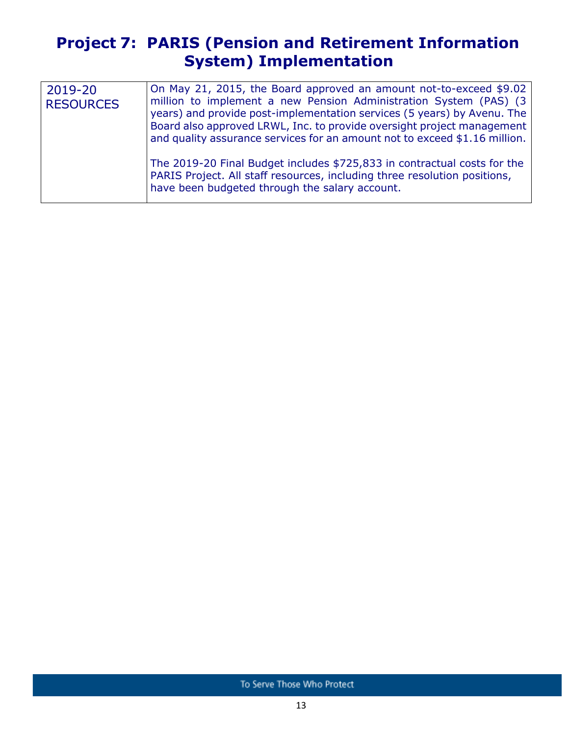# Project 7: PARIS (Pension and Retirement Information System) Implementation

| 2019-20 RESOURCES | On May 21, 2015, the Board approved an amount not-to-exceed $9.02 million to implement a new Pension Administration System (PAS) (3 years) and provide post-implementation services (5 years) by Avenu. The Board also approved LRWL, Inc. to provide oversight project management and quality assurance services for an amount not to exceed $1.16 million.<br><br>The 2019-20 Final Budget includes $725,833 in contractual costs for the PARIS Project. All staff resources, including three resolution positions, have been budgeted through the salary account. |
|---|---|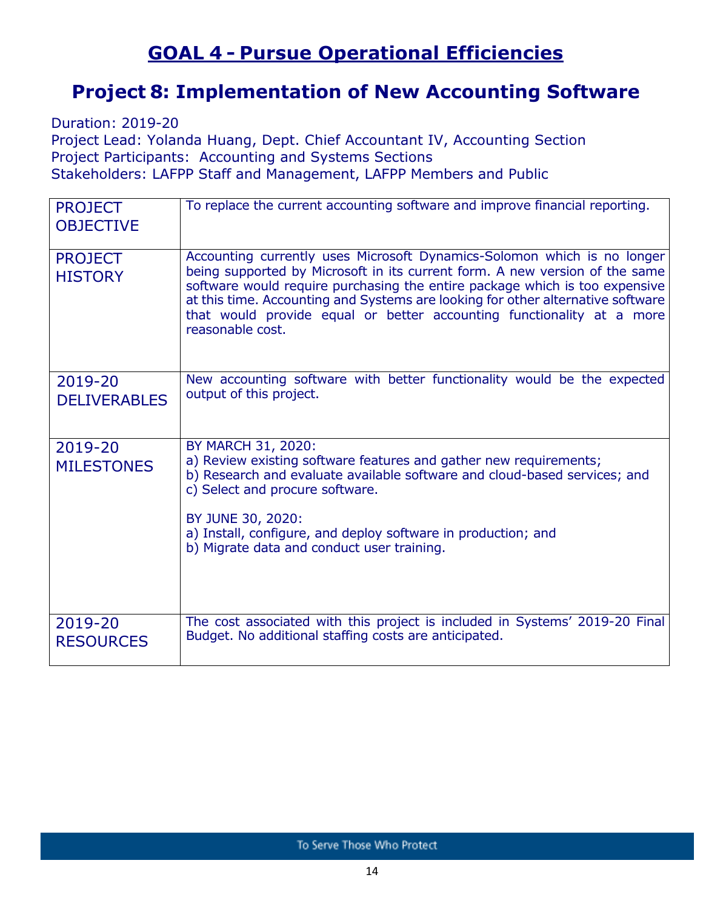# GOAL 4 - Pursue Operational Efficiencies

## Project 8: Implementation of New Accounting Software

Duration: 2019-20
Project Lead: Yolanda Huang, Dept. Chief Accountant IV, Accounting Section
Project Participants: Accounting and Systems Sections
Stakeholders: LAFPP Staff and Management, LAFPP Members and Public

| | |
|---|---|
| PROJECT OBJECTIVE | To replace the current accounting software and improve financial reporting. |
| PROJECT HISTORY | Accounting currently uses Microsoft Dynamics-Solomon which is no longer being supported by Microsoft in its current form. A new version of the same software would require purchasing the entire package which is too expensive at this time. Accounting and Systems are looking for other alternative software that would provide equal or better accounting functionality at a more reasonable cost. |
| 2019-20 DELIVERABLES | New accounting software with better functionality would be the expected output of this project. |
| 2019-20 MILESTONES | BY MARCH 31, 2020:<br>a) Review existing software features and gather new requirements;<br>b) Research and evaluate available software and cloud-based services; and<br>c) Select and procure software.<br><br>BY JUNE 30, 2020:<br>a) Install, configure, and deploy software in production; and<br>b) Migrate data and conduct user training. |
| 2019-20 RESOURCES | The cost associated with this project is included in Systems' 2019-20 Final Budget. No additional staffing costs are anticipated. |

To Serve Those Who Protect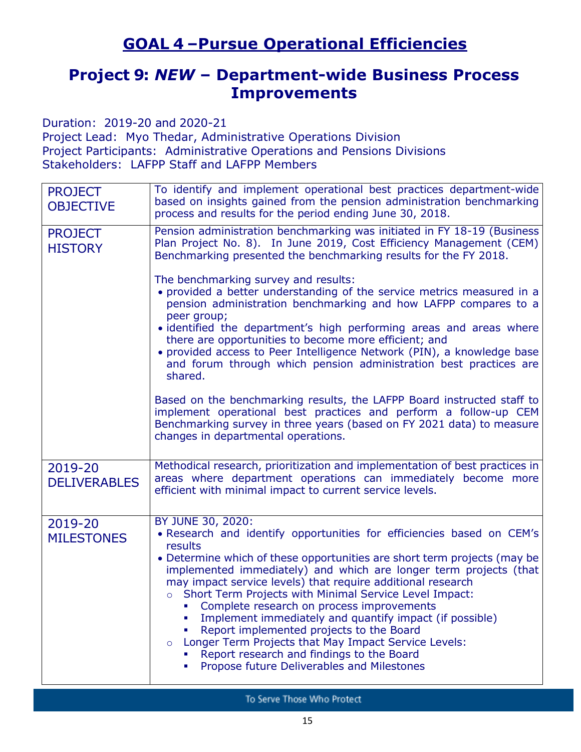# GOAL 4 –Pursue Operational Efficiencies

## Project 9: *NEW* – Department-wide Business Process Improvements

Duration: 2019-20 and 2020-21
Project Lead: Myo Thedar, Administrative Operations Division
Project Participants: Administrative Operations and Pensions Divisions
Stakeholders: LAFPP Staff and LAFPP Members

| | |
|---|---|
| PROJECT OBJECTIVE | To identify and implement operational best practices department-wide based on insights gained from the pension administration benchmarking process and results for the period ending June 30, 2018. |
| PROJECT HISTORY | Pension administration benchmarking was initiated in FY 18-19 (Business Plan Project No. 8). In June 2019, Cost Efficiency Management (CEM) Benchmarking presented the benchmarking results for the FY 2018.<br><br>The benchmarking survey and results:<br>• provided a better understanding of the service metrics measured in a pension administration benchmarking and how LAFPP compares to a peer group;<br>• identified the department's high performing areas and areas where there are opportunities to become more efficient; and<br>• provided access to Peer Intelligence Network (PIN), a knowledge base and forum through which pension administration best practices are shared.<br><br>Based on the benchmarking results, the LAFPP Board instructed staff to implement operational best practices and perform a follow-up CEM Benchmarking survey in three years (based on FY 2021 data) to measure changes in departmental operations. |
| 2019-20 DELIVERABLES | Methodical research, prioritization and implementation of best practices in areas where department operations can immediately become more efficient with minimal impact to current service levels. |
| 2019-20 MILESTONES | BY JUNE 30, 2020:<br>• Research and identify opportunities for efficiencies based on CEM's results<br>• Determine which of these opportunities are short term projects (may be implemented immediately) and which are longer term projects (that may impact service levels) that require additional research<br>&nbsp;&nbsp;○ Short Term Projects with Minimal Service Level Impact:<br>&nbsp;&nbsp;&nbsp;&nbsp;▪ Complete research on process improvements<br>&nbsp;&nbsp;&nbsp;&nbsp;▪ Implement immediately and quantify impact (if possible)<br>&nbsp;&nbsp;&nbsp;&nbsp;▪ Report implemented projects to the Board<br>&nbsp;&nbsp;○ Longer Term Projects that May Impact Service Levels:<br>&nbsp;&nbsp;&nbsp;&nbsp;▪ Report research and findings to the Board<br>&nbsp;&nbsp;&nbsp;&nbsp;▪ Propose future Deliverables and Milestones |

To Serve Those Who Protect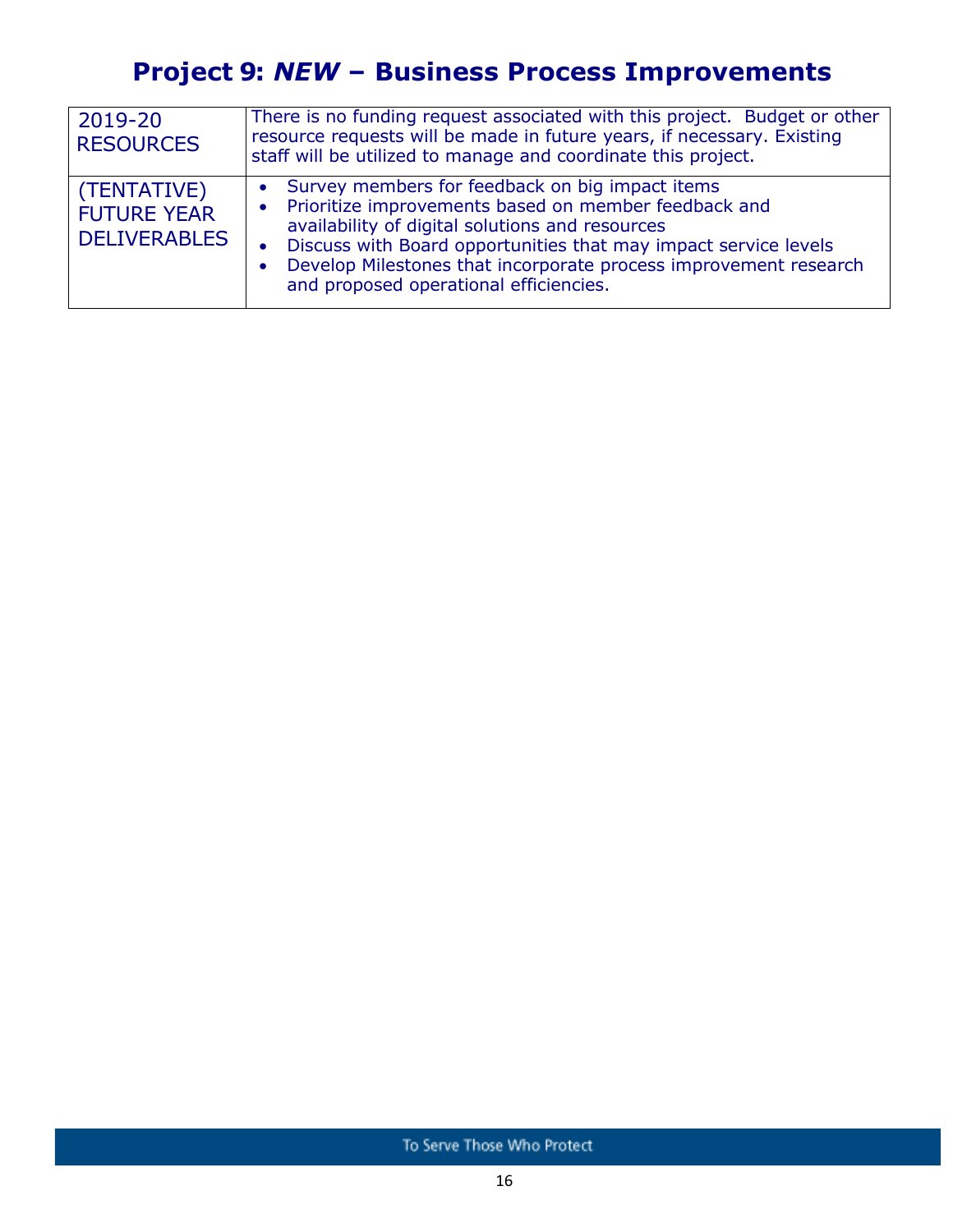# Project 9: *NEW* – Business Process Improvements

| 2019-20 RESOURCES | There is no funding request associated with this project. Budget or other resource requests will be made in future years, if necessary. Existing staff will be utilized to manage and coordinate this project. |
|---|---|
| (TENTATIVE) FUTURE YEAR DELIVERABLES | • Survey members for feedback on big impact items<br>• Prioritize improvements based on member feedback and availability of digital solutions and resources<br>• Discuss with Board opportunities that may impact service levels<br>• Develop Milestones that incorporate process improvement research and proposed operational efficiencies. |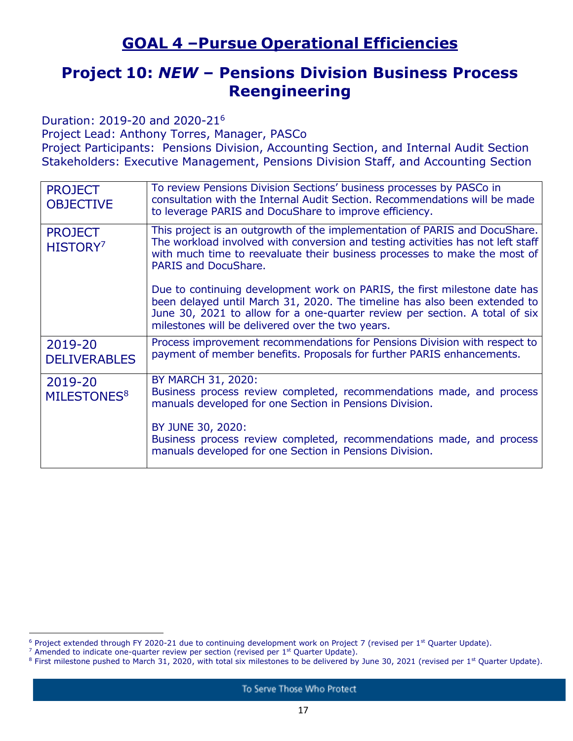## GOAL 4 –Pursue Operational Efficiencies

## Project 10: *NEW* – Pensions Division Business Process Reengineering

Duration: 2019-20 and 2020-21[6]
Project Lead: Anthony Torres, Manager, PASCo
Project Participants: Pensions Division, Accounting Section, and Internal Audit Section
Stakeholders: Executive Management, Pensions Division Staff, and Accounting Section

| | |
|---|---|
| PROJECT OBJECTIVE | To review Pensions Division Sections' business processes by PASCo in consultation with the Internal Audit Section. Recommendations will be made to leverage PARIS and DocuShare to improve efficiency. |
| PROJECT HISTORY[7] | This project is an outgrowth of the implementation of PARIS and DocuShare. The workload involved with conversion and testing activities has not left staff with much time to reevaluate their business processes to make the most of PARIS and DocuShare.<br><br>Due to continuing development work on PARIS, the first milestone date has been delayed until March 31, 2020. The timeline has also been extended to June 30, 2021 to allow for a one-quarter review per section. A total of six milestones will be delivered over the two years. |
| 2019-20 DELIVERABLES | Process improvement recommendations for Pensions Division with respect to payment of member benefits. Proposals for further PARIS enhancements. |
| 2019-20 MILESTONES[8] | BY MARCH 31, 2020:<br>Business process review completed, recommendations made, and process manuals developed for one Section in Pensions Division.<br><br>BY JUNE 30, 2020:<br>Business process review completed, recommendations made, and process manuals developed for one Section in Pensions Division. |

[6] Project extended through FY 2020-21 due to continuing development work on Project 7 (revised per 1st Quarter Update).
[7] Amended to indicate one-quarter review per section (revised per 1st Quarter Update).
[8] First milestone pushed to March 31, 2020, with total six milestones to be delivered by June 30, 2021 (revised per 1st Quarter Update).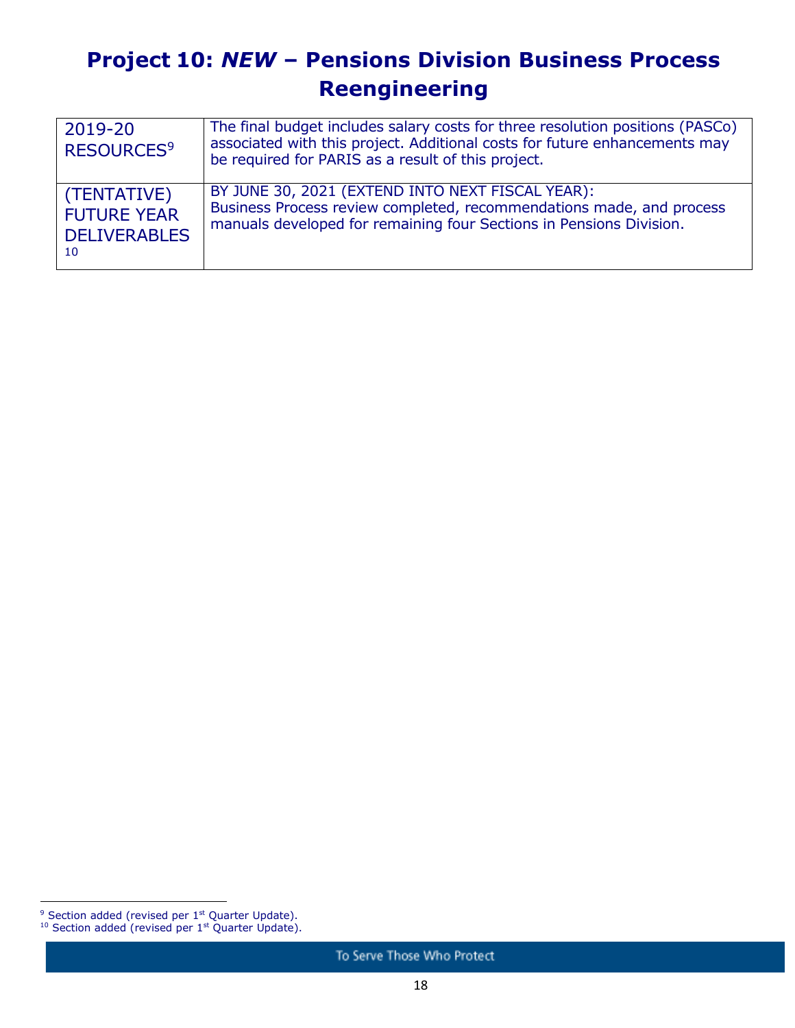# Project 10: *NEW* – Pensions Division Business Process Reengineering

| | |
|---|---|
| 2019-20 RESOURCES[9] | The final budget includes salary costs for three resolution positions (PASCo) associated with this project. Additional costs for future enhancements may be required for PARIS as a result of this project. |
| (TENTATIVE) FUTURE YEAR DELIVERABLES[10] | BY JUNE 30, 2021 (EXTEND INTO NEXT FISCAL YEAR): Business Process review completed, recommendations made, and process manuals developed for remaining four Sections in Pensions Division. |

[9] Section added (revised per 1st Quarter Update).
[10] Section added (revised per 1st Quarter Update).

To Serve Those Who Protect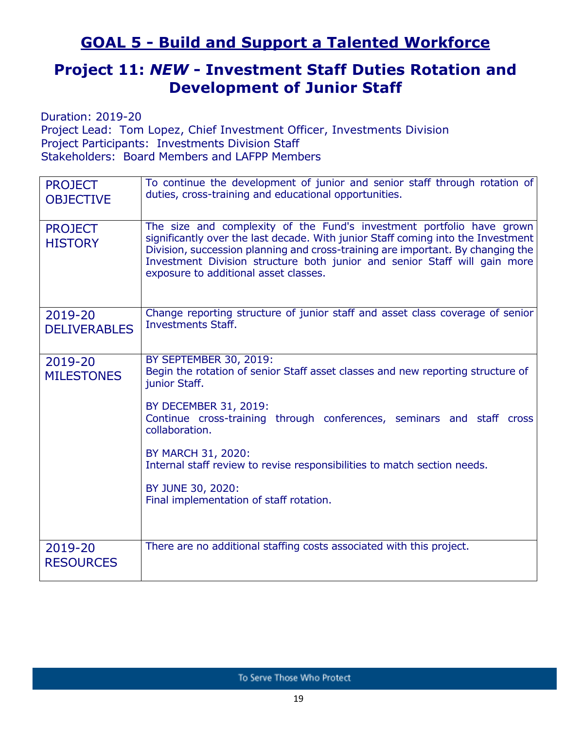# GOAL 5 - Build and Support a Talented Workforce

## Project 11: *NEW* - Investment Staff Duties Rotation and Development of Junior Staff

Duration: 2019-20
Project Lead: Tom Lopez, Chief Investment Officer, Investments Division
Project Participants: Investments Division Staff
Stakeholders: Board Members and LAFPP Members

| | |
|---|---|
| PROJECT OBJECTIVE | To continue the development of junior and senior staff through rotation of duties, cross-training and educational opportunities. |
| PROJECT HISTORY | The size and complexity of the Fund's investment portfolio have grown significantly over the last decade. With junior Staff coming into the Investment Division, succession planning and cross-training are important. By changing the Investment Division structure both junior and senior Staff will gain more exposure to additional asset classes. |
| 2019-20 DELIVERABLES | Change reporting structure of junior staff and asset class coverage of senior Investments Staff. |
| 2019-20 MILESTONES | BY SEPTEMBER 30, 2019:<br>Begin the rotation of senior Staff asset classes and new reporting structure of junior Staff.<br><br>BY DECEMBER 31, 2019:<br>Continue cross-training through conferences, seminars and staff cross collaboration.<br><br>BY MARCH 31, 2020:<br>Internal staff review to revise responsibilities to match section needs.<br><br>BY JUNE 30, 2020:<br>Final implementation of staff rotation. |
| 2019-20 RESOURCES | There are no additional staffing costs associated with this project. |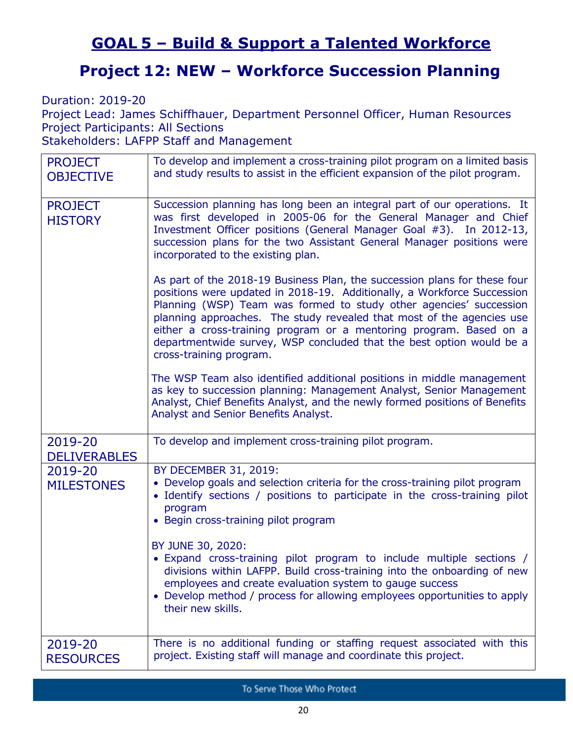# GOAL 5 – Build & Support a Talented Workforce

## Project 12: NEW – Workforce Succession Planning

Duration: 2019-20
Project Lead: James Schiffhauer, Department Personnel Officer, Human Resources
Project Participants: All Sections
Stakeholders: LAFPP Staff and Management

| | |
|---|---|
| PROJECT OBJECTIVE | To develop and implement a cross-training pilot program on a limited basis and study results to assist in the efficient expansion of the pilot program. |
| PROJECT HISTORY | Succession planning has long been an integral part of our operations. It was first developed in 2005-06 for the General Manager and Chief Investment Officer positions (General Manager Goal #3). In 2012-13, succession plans for the two Assistant General Manager positions were incorporated to the existing plan.<br><br>As part of the 2018-19 Business Plan, the succession plans for these four positions were updated in 2018-19. Additionally, a Workforce Succession Planning (WSP) Team was formed to study other agencies' succession planning approaches. The study revealed that most of the agencies use either a cross-training program or a mentoring program. Based on a departmentwide survey, WSP concluded that the best option would be a cross-training program.<br><br>The WSP Team also identified additional positions in middle management as key to succession planning: Management Analyst, Senior Management Analyst, Chief Benefits Analyst, and the newly formed positions of Benefits Analyst and Senior Benefits Analyst. |
| 2019-20 DELIVERABLES | To develop and implement cross-training pilot program. |
| 2019-20 MILESTONES | BY DECEMBER 31, 2019:<br>• Develop goals and selection criteria for the cross-training pilot program<br>• Identify sections / positions to participate in the cross-training pilot program<br>• Begin cross-training pilot program<br><br>BY JUNE 30, 2020:<br>• Expand cross-training pilot program to include multiple sections / divisions within LAFPP. Build cross-training into the onboarding of new employees and create evaluation system to gauge success<br>• Develop method / process for allowing employees opportunities to apply their new skills. |
| 2019-20 RESOURCES | There is no additional funding or staffing request associated with this project. Existing staff will manage and coordinate this project. |